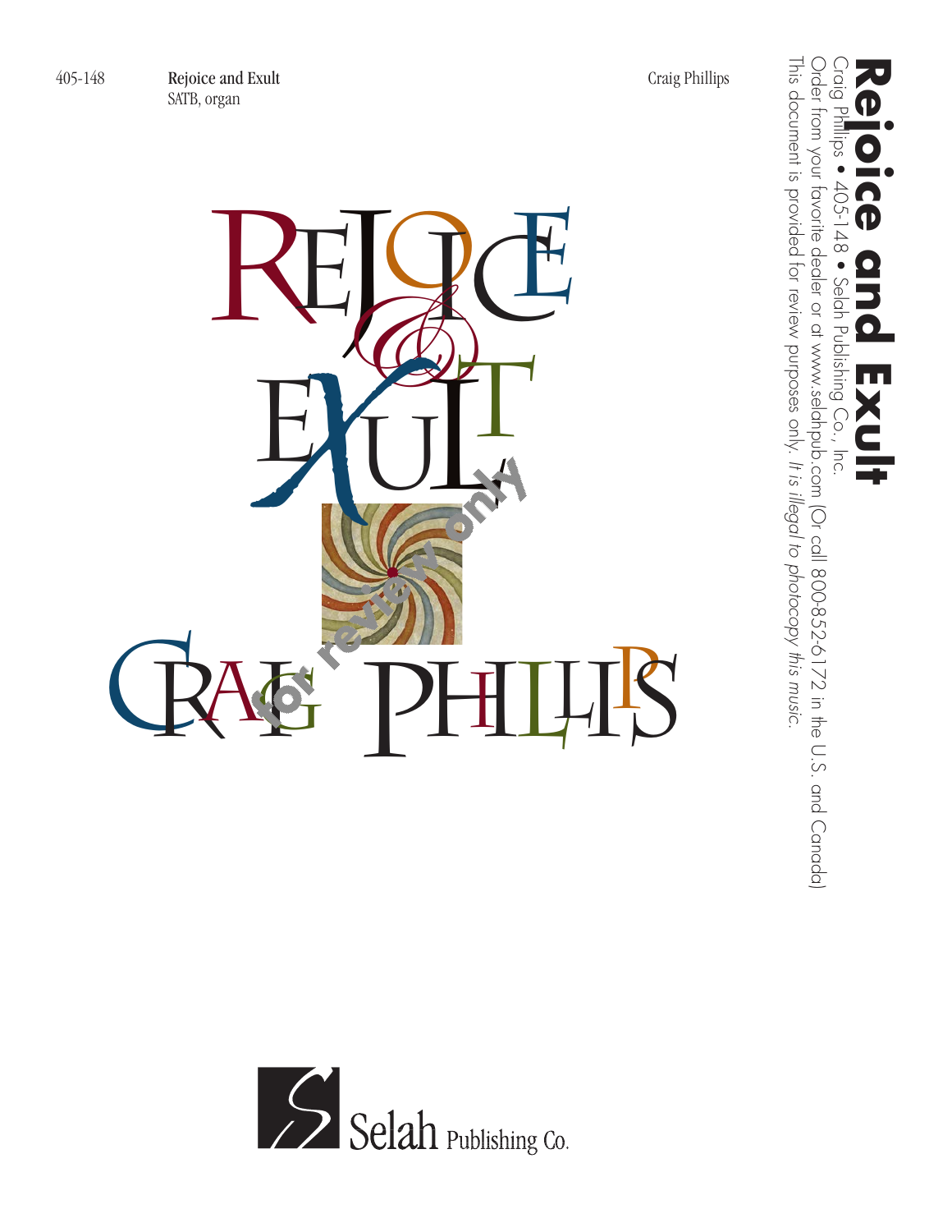405-148

**Rejoice and Exult**
SATB, organ

Craig Phillips

# REJOICE & EXULT

for review only

## CRAIG PHILLIPS

Selah Publishing Co.

**Rejoice and Exult**
Craig Phillips • 405-148 • Selah Publishing Co., Inc.
Order from your favorite dealer or at www.selahpub.com (Or call 800-852-6172 in the U.S. and Canada)
This document is provided for review purposes only. *It is illegal to photocopy this music.*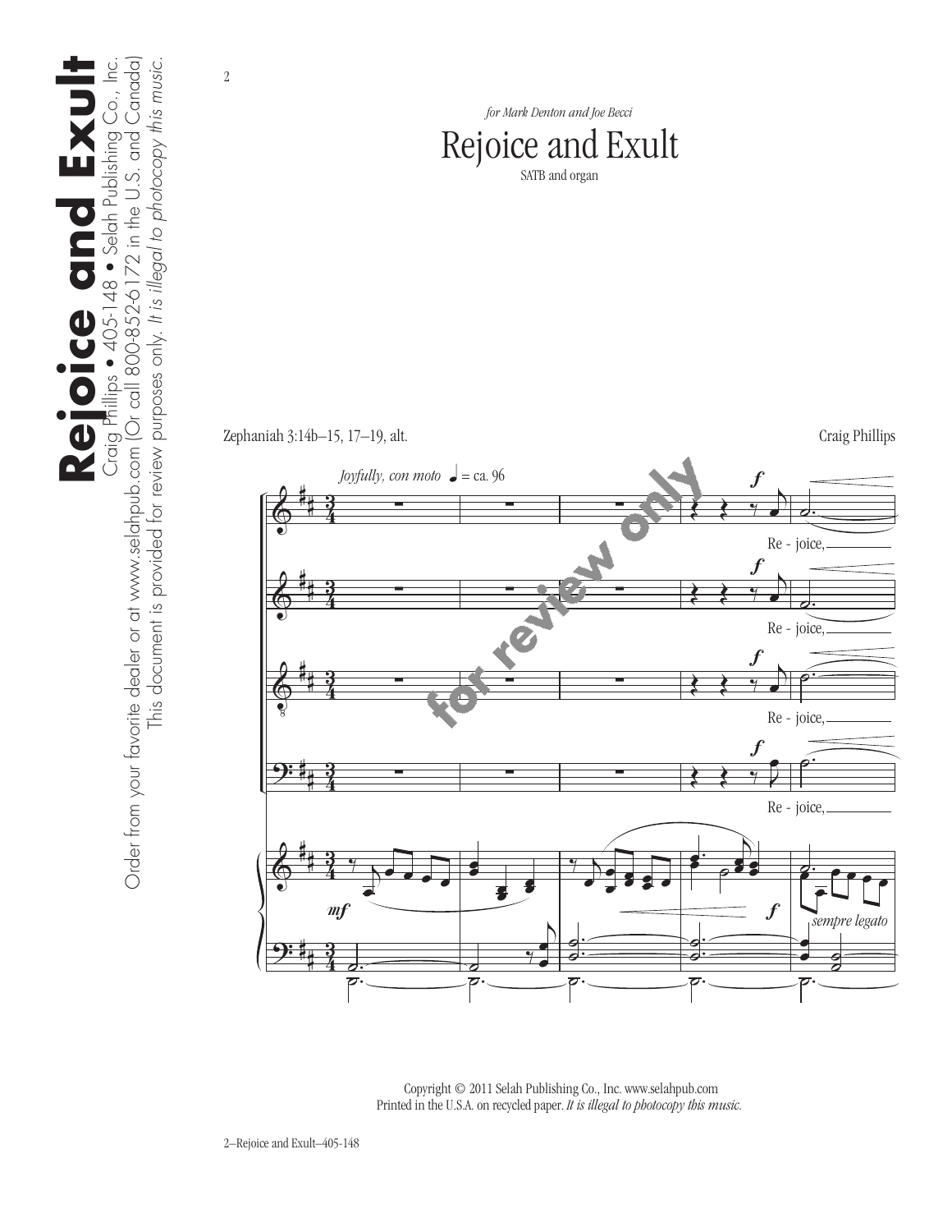*for Mark Denton and Joe Becci*

# Rejoice and Exult

SATB and organ

Zephaniah 3:14b–15, 17–19, alt.

Craig Phillips

*Joyfully, con moto* ♩ = ca. 96

Re - joice,

*sempre legato*

Copyright © 2011 Selah Publishing Co., Inc. www.selahpub.com
Printed in the U.S.A. on recycled paper. *It is illegal to photocopy this music.*

**Rejoice and Exult**
Craig Phillips • 405-148 • Selah Publishing Co., Inc.
Order from your favorite dealer or at www.selahpub.com (Or call 800-852-6172 in the U.S. and Canada)
This document is provided for review purposes only. *It is illegal to photocopy this music.*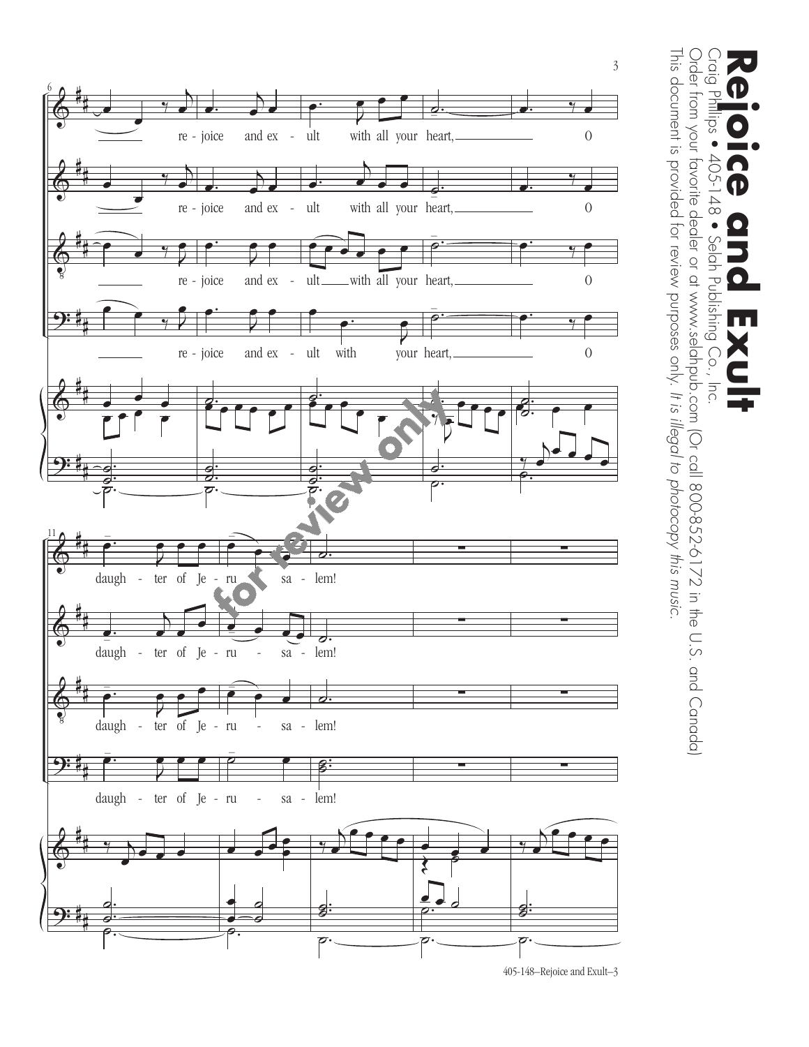# Rejoice and Exult

Craig Phillips • 405-148 • Selah Publishing Co., Inc.

Order from your favorite dealer or at www.selahpub.com (Or call 800-852-6172 in the U.S. and Canada)

This document is provided for review purposes only. *It is illegal to photocopy this music.*

re - joice and ex - ult with all your heart, O

re - joice and ex - ult with all your heart, O

re - joice and ex - ult with all your heart, O

re - joice and ex - ult with your heart, O

daugh - ter of Je - ru - sa - lem!

daugh - ter of Je - ru - sa - lem!

daugh - ter of Je - ru - sa - lem!

daugh - ter of Je - ru - sa - lem!

for review only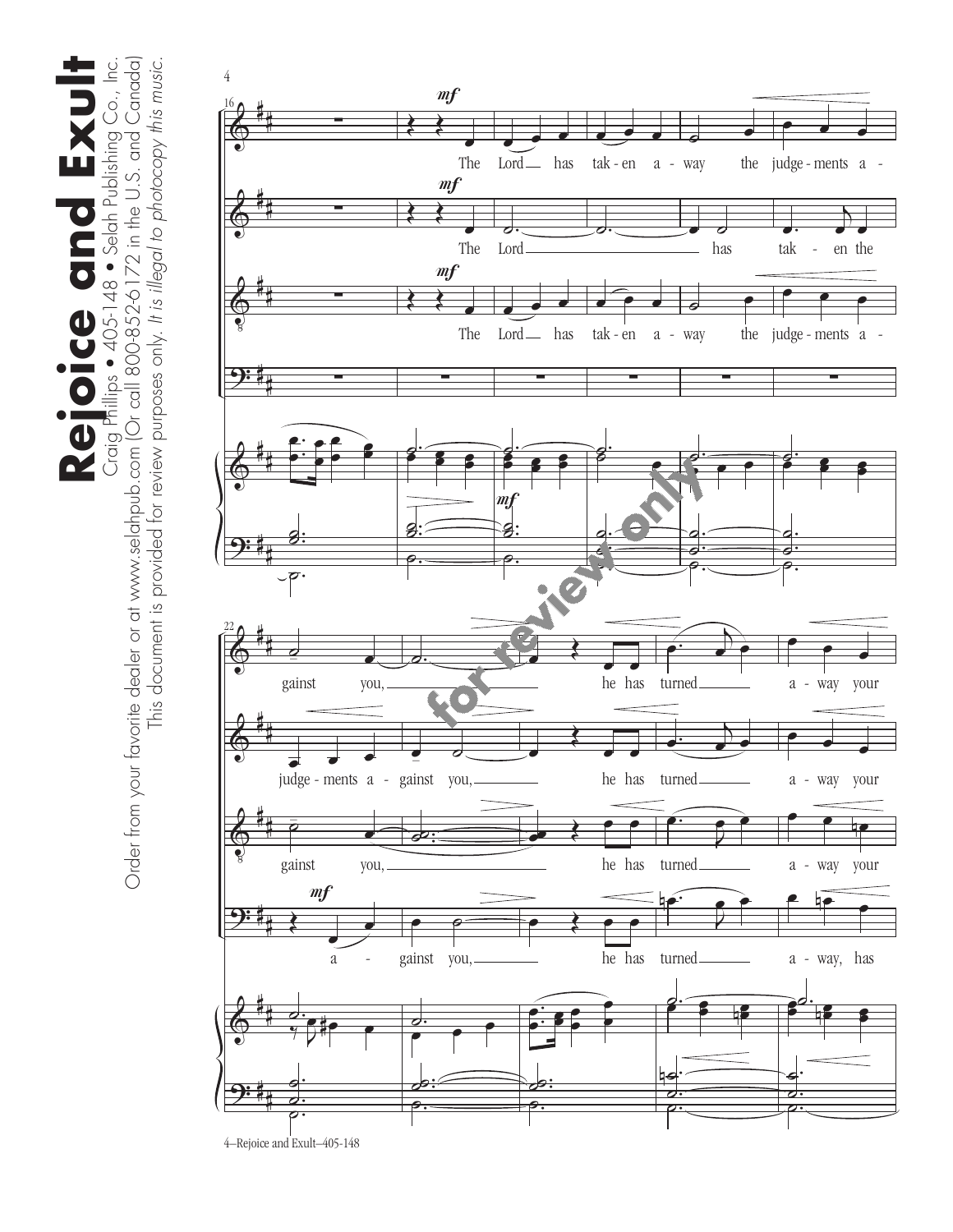# Rejoice and Exult

Craig Phillips • 405-148 • Selah Publishing Co., Inc.

Order from your favorite dealer or at www.selahpub.com (Or call 800-852-6172 in the U.S. and Canada)

This document is provided for review purposes only. *It is illegal to photocopy this music.*

16

*mf*

The Lord has tak-en a-way the judge-ments a-

*mf*

The Lord has tak-en the

*mf*

The Lord has tak-en a-way the judge-ments a-

22

gainst you, he has turned a-way your

judge-ments a-gainst you, he has turned a-way your

gainst you, he has turned a-way your

*mf*

a-gainst you, he has turned a-way, has

for review only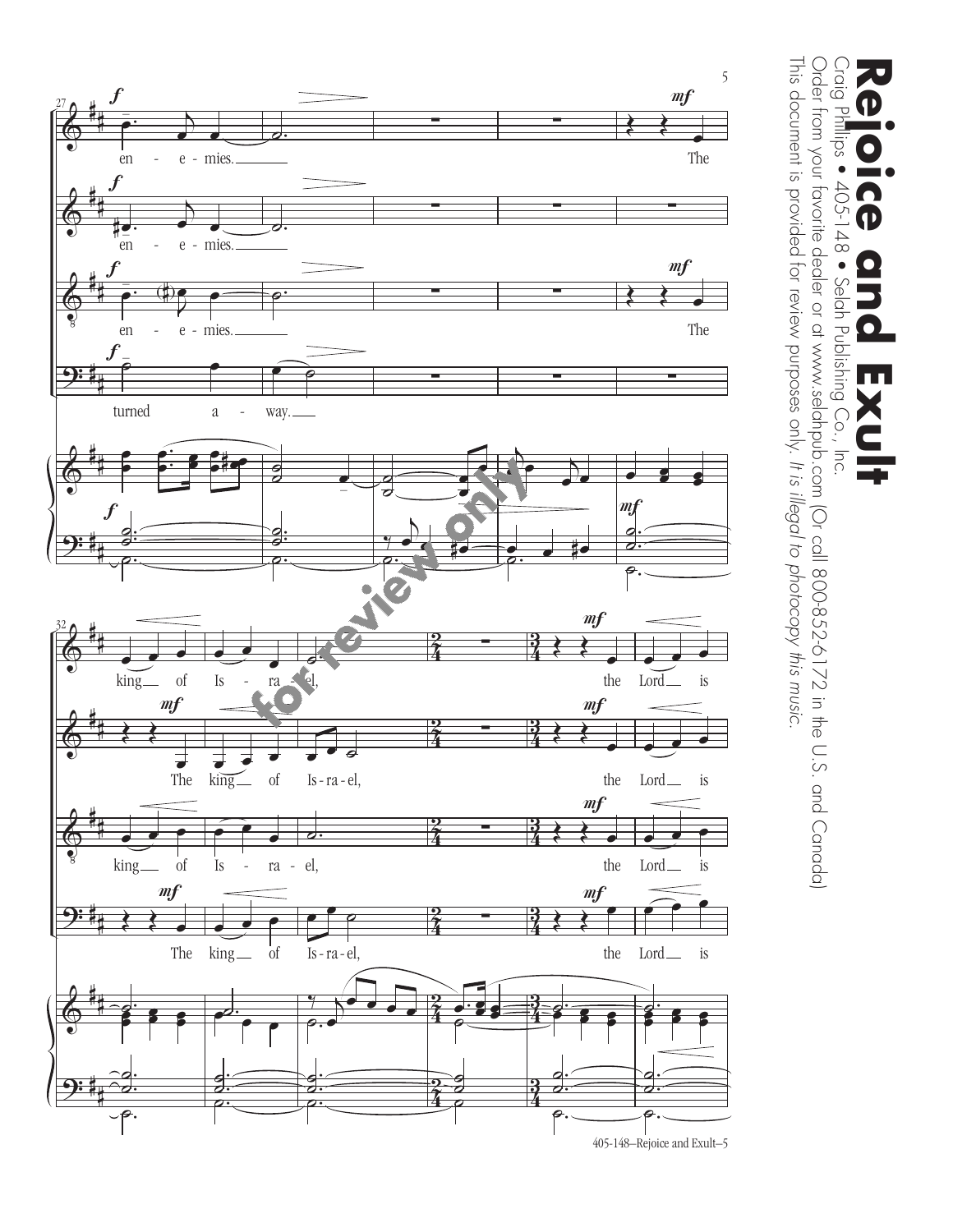# Rejoice and Exult

Craig Phillips • 405-148 • Selah Publishing Co., Inc.

Order from your favorite dealer or at www.selahpub.com (Or call 800-852-6172 in the U.S. and Canada)

This document is provided for review purposes only. *It is illegal to photocopy this music.*

en - e - mies. The

turned a - way.

king of Is - ra - el, the Lord is

The king of Is - ra - el, the Lord is

for review only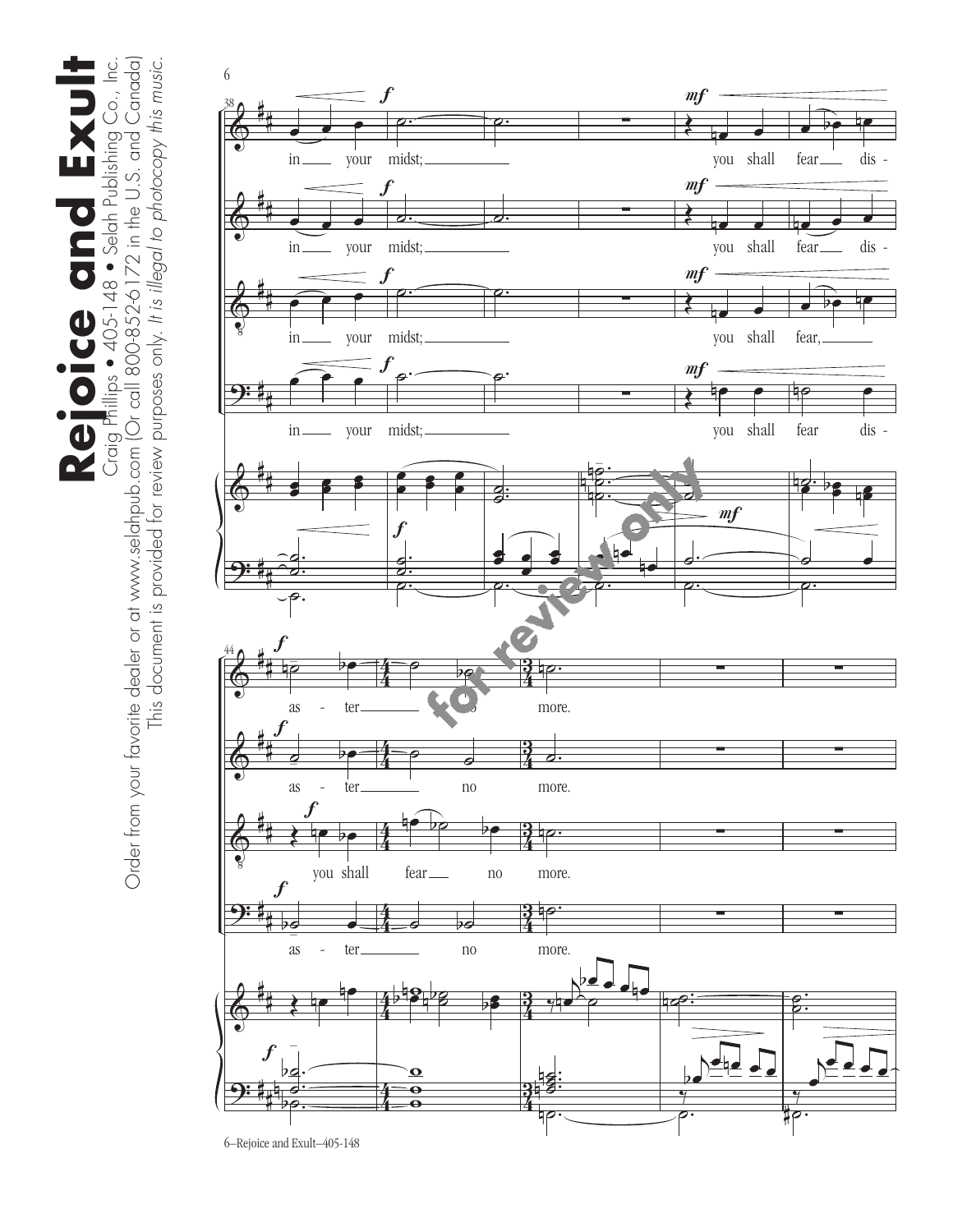**Rejoice and Exult**

Craig Phillips • 405-148 • Selah Publishing Co., Inc.

Order from your favorite dealer or at www.selahpub.com (Or call 800-852-6172 in the U.S. and Canada)

This document is provided for review purposes only. *It is illegal to photocopy this music.*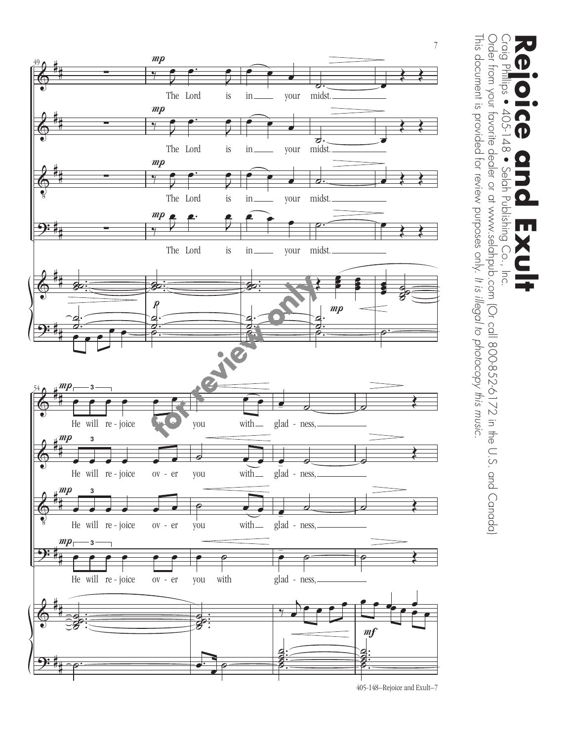**Rejoice and Exult**

Craig Phillips • 405-148 • Selah Publishing Co., Inc.

Order from your favorite dealer or at www.selahpub.com (Or call 800-852-6172 in the U.S. and Canada)

This document is provided for review purposes only. *It is illegal to photocopy this music.*

for review only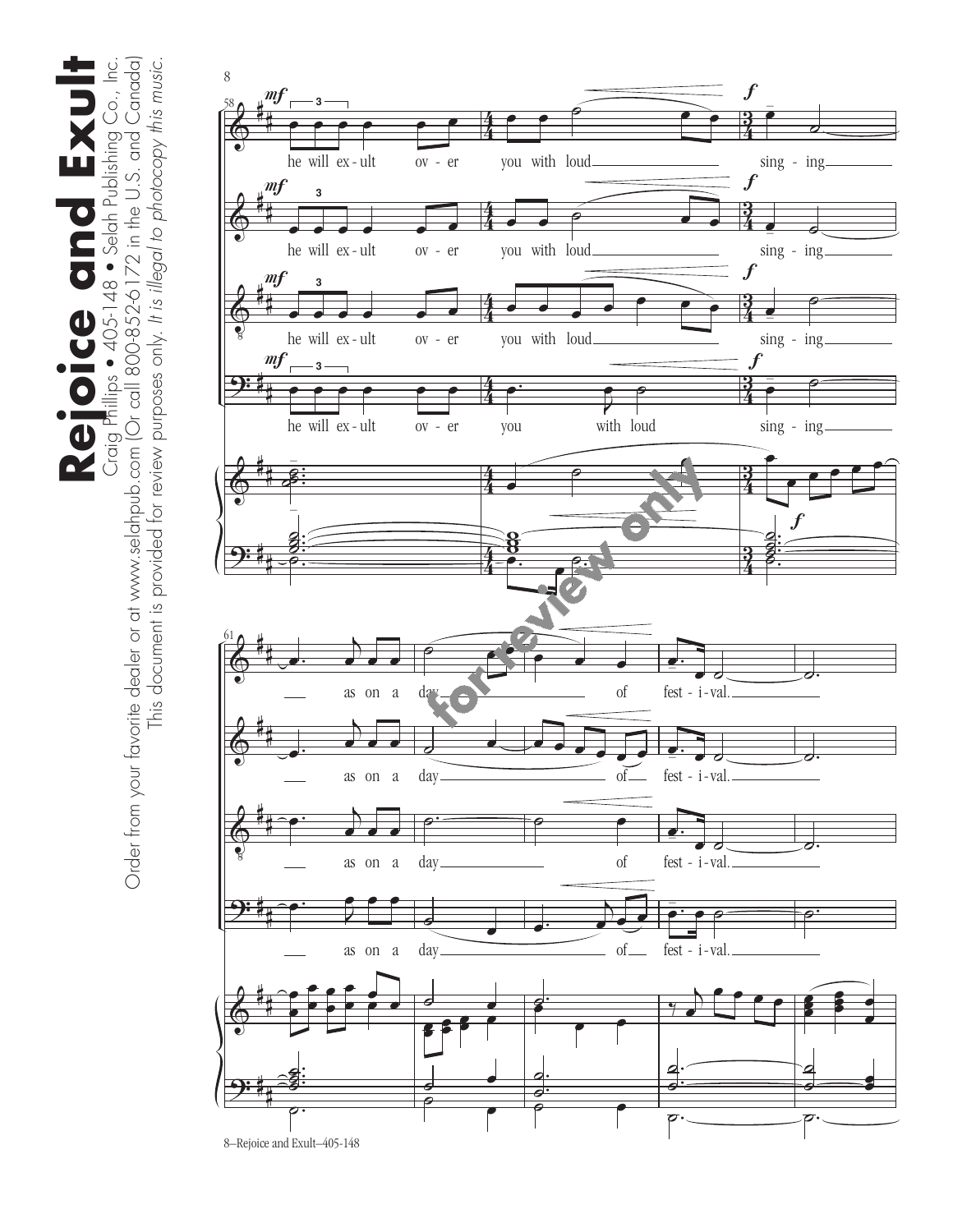**Rejoice and Exult**

Craig Phillips • 405-148 • Selah Publishing Co., Inc.

Order from your favorite dealer or at www.selahpub.com (Or call 800-852-6172 in the U.S. and Canada)

This document is provided for review purposes only. *It is illegal to photocopy this music.*

he will ex - ult ov - er you with loud sing - ing

as on a day of fest - i - val.

for review only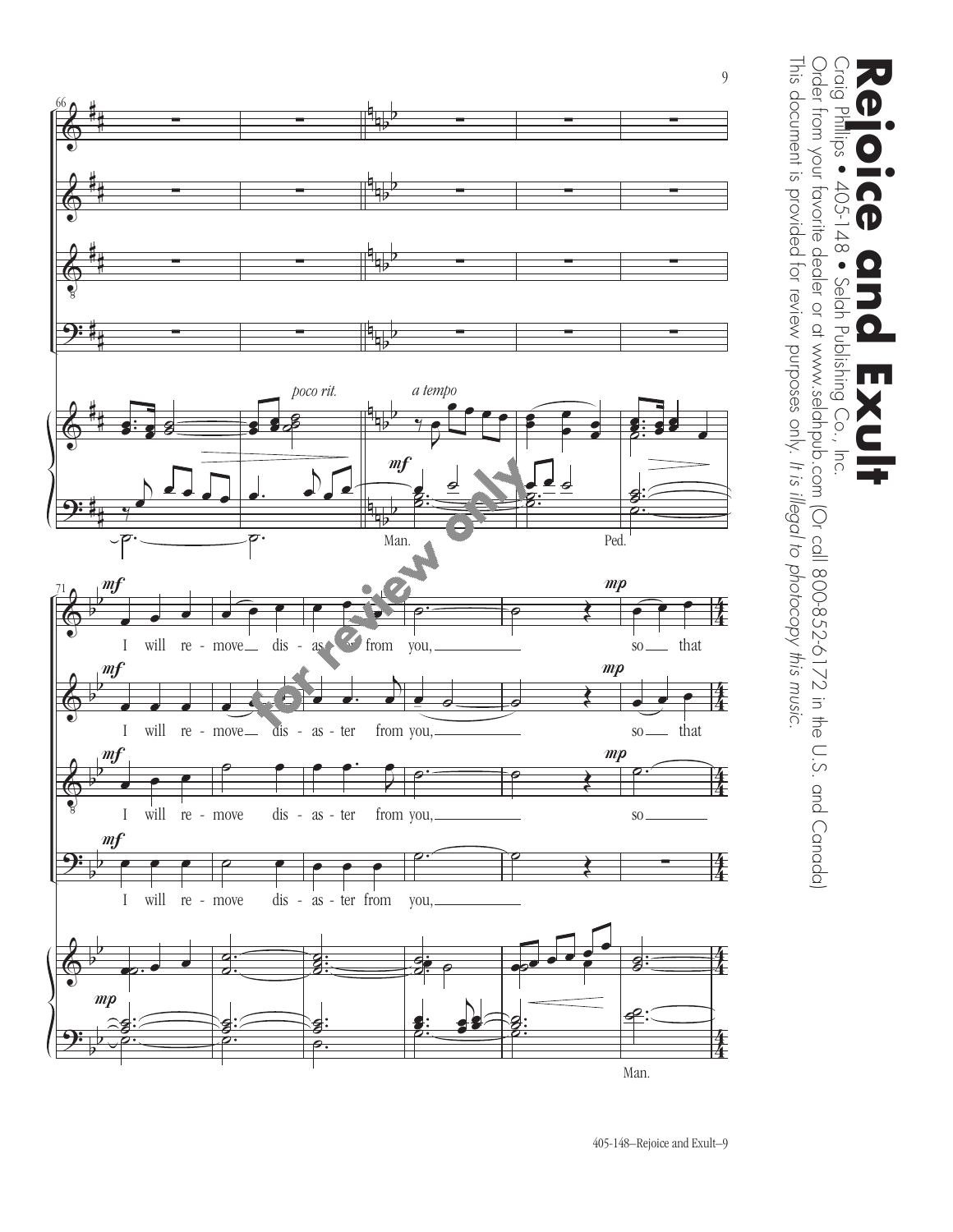# Rejoice and Exult

Craig Phillips • 405-148 • Selah Publishing Co., Inc.

Order from your favorite dealer or at www.selahpub.com (Or call 800-852-6172 in the U.S. and Canada)

This document is provided for review purposes only. *It is illegal to photocopy this music.*

*poco rit.* *a tempo*

**mf**

Man. Ped.

**mf** I will re - move dis - as - ter from you, **mp** so that

**mf** I will re - move dis - as - ter from you, **mp** so that

**mf** I will re - move dis - as - ter from you, **mp** so

**mf** I will re - move dis - as - ter from you,

**mp**

Man.

for review only

405-148–Rejoice and Exult–9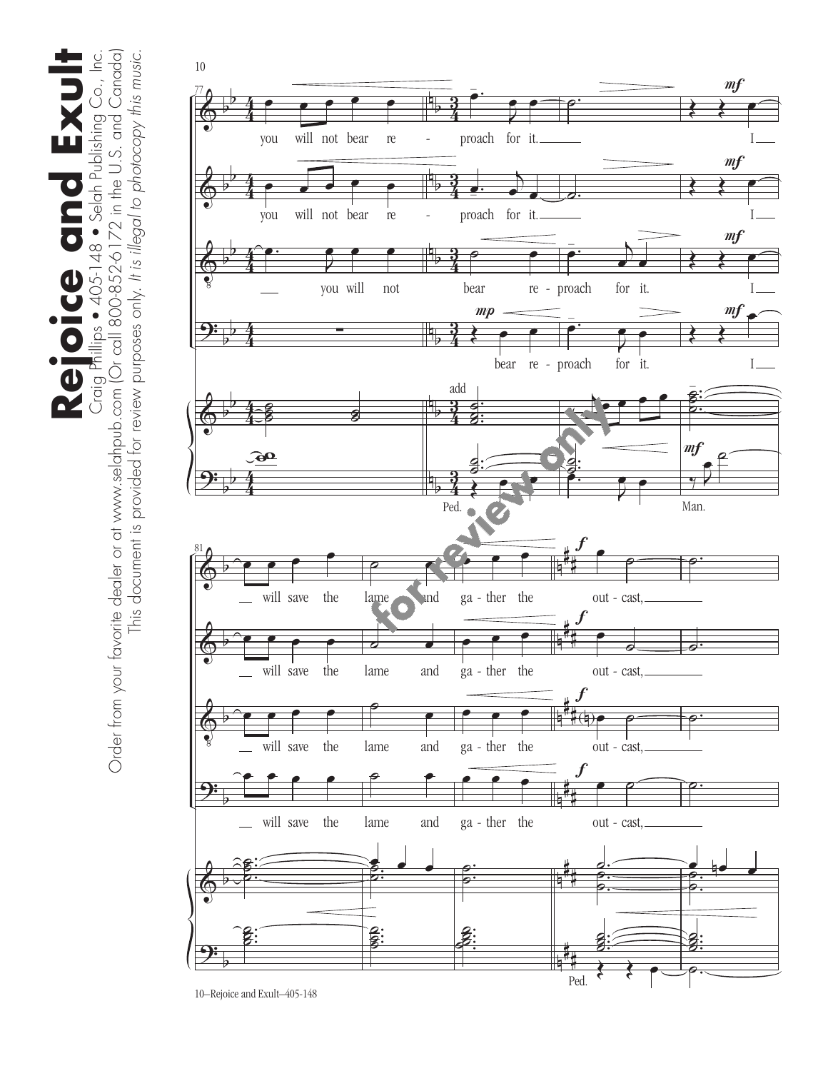you will not bear reproach for it. I will save the lame and gather the outcast,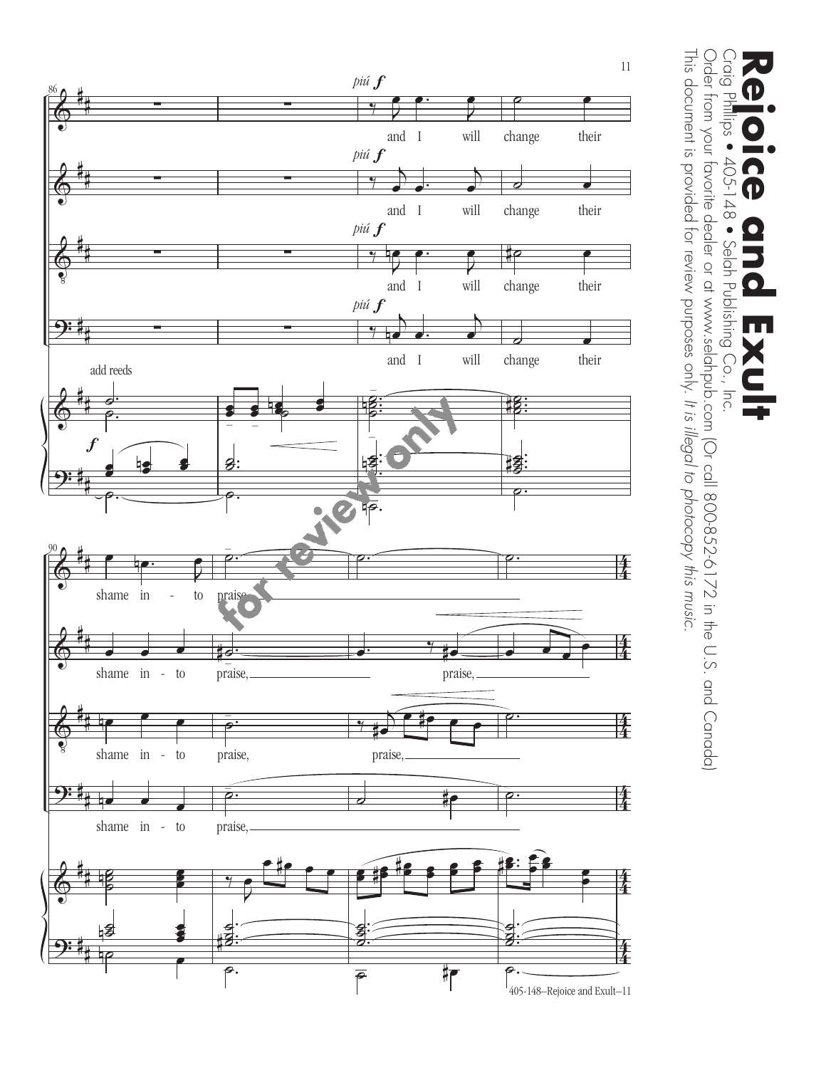# Rejoice and Exult

Craig Phillips • 405-148 • Selah Publishing Co., Inc.

Order from your favorite dealer or at www.selahpub.com (Or call 800-852-6172 in the U.S. and Canada)

This document is provided for review purposes only. *It is illegal to photocopy this music.*

for review only

*più f*

and I will change their shame in - to praise, praise, praise,

add reeds

*f*

405-148–Rejoice and Exult–11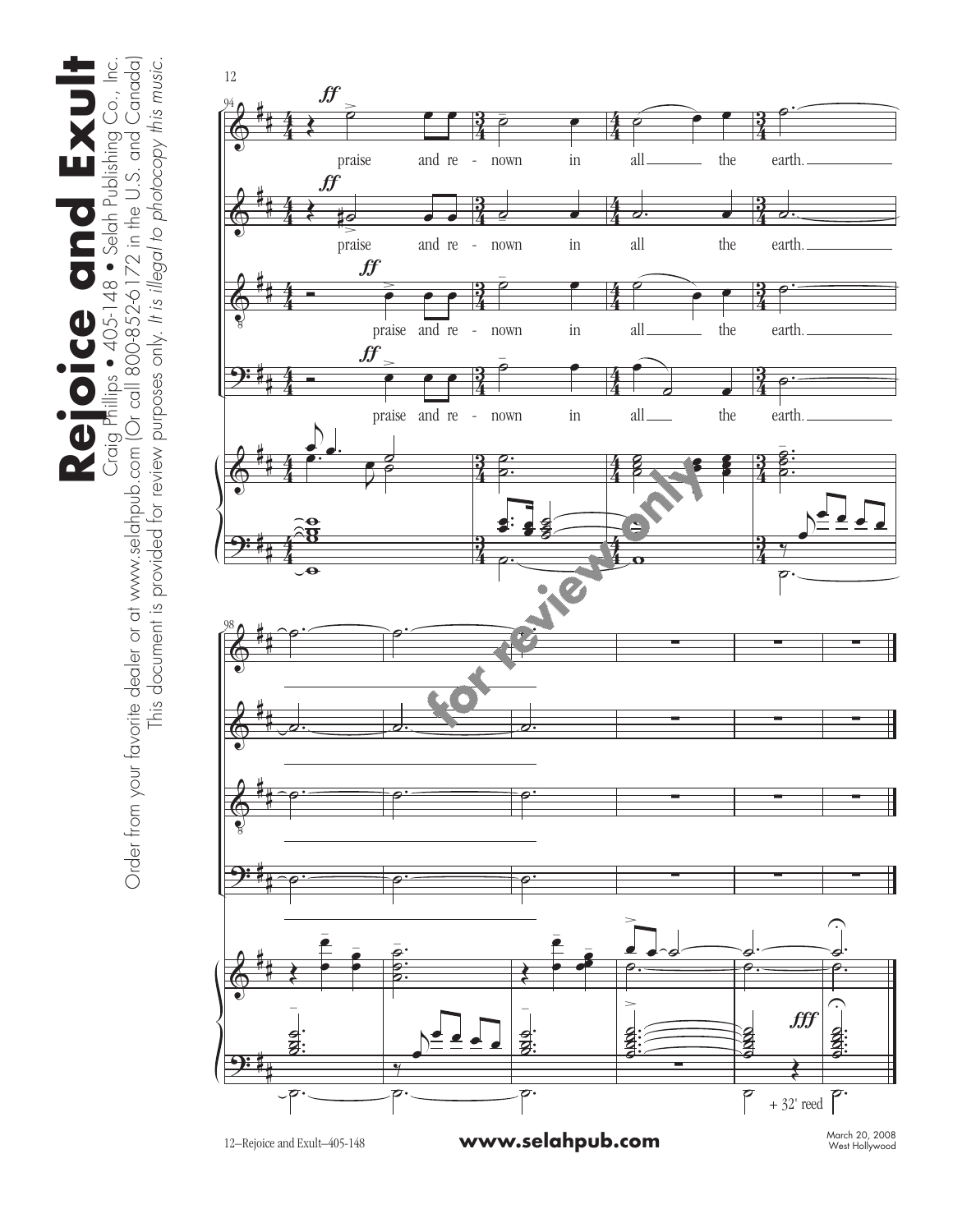praise and re - nown in all the earth.

praise and re - nown in all the earth.

praise and re - nown in all the earth.

praise and re - nown in all the earth.

+ 32' reed